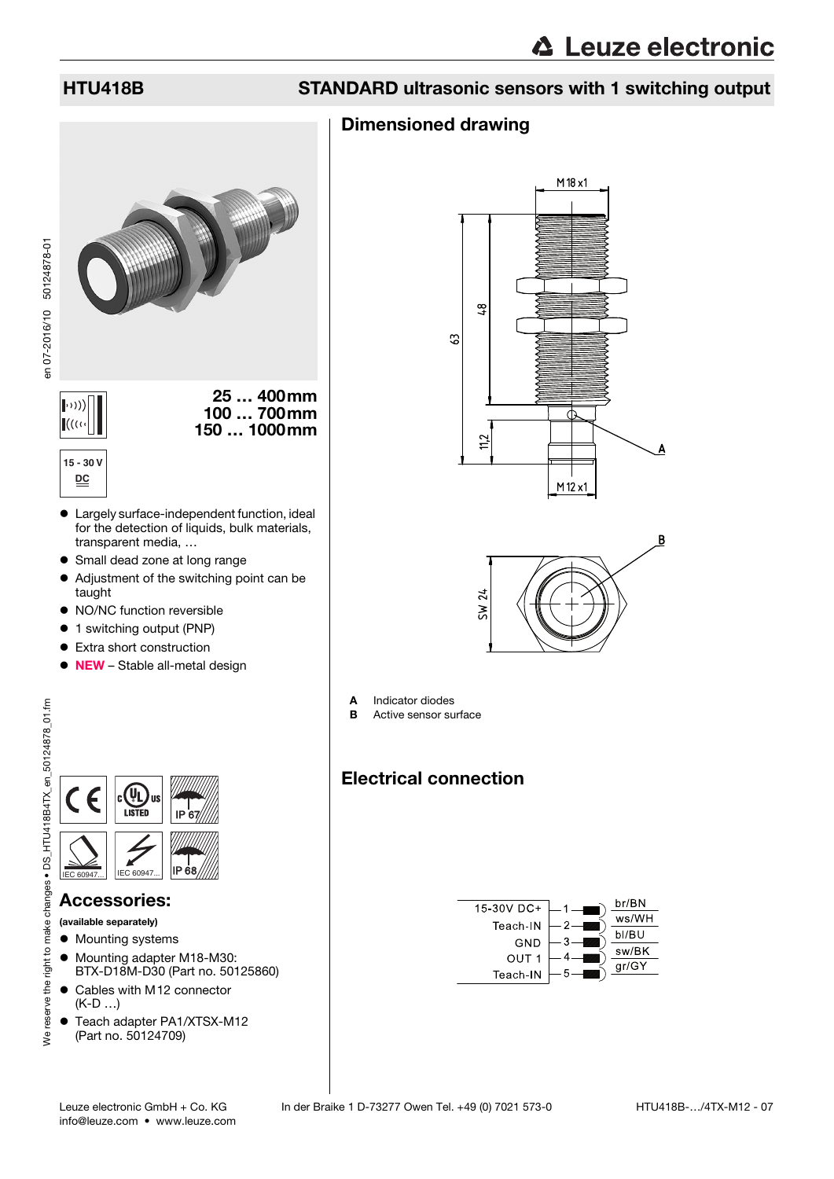# HTU418B

## STANDARD ultrasonic sensors with 1 switching output

**25 … 400 mm**
**100 … 700 mm**
**150 … 1000 mm**

15 - 30 V DC

- Largely surface-independent function, ideal for the detection of liquids, bulk materials, transparent media, …
- Small dead zone at long range
- Adjustment of the switching point can be taught
- NO/NC function reversible
- 1 switching output (PNP)
- Extra short construction
- **NEW** – Stable all-metal design

IP 67 IP 68 IEC 60947... IEC 60947...

## Accessories:

**(available separately)**

- Mounting systems
- Mounting adapter M18-M30: BTX-D18M-D30 (Part no. 50125860)
- Cables with M12 connector (K-D …)
- Teach adapter PA1/XTSX-M12 (Part no. 50124709)

## Dimensioned drawing

M 18 x1, 63, 48, 11,2, M 12 x1, SW 24

**A** Indicator diodes
**B** Active sensor surface

## Electrical connection

| Signal | Pin | Color |
|---|---|---|
| 15-30V DC+ | 1 | br/BN |
| Teach-IN | 2 | ws/WH |
| GND | 3 | bl/BU |
| OUT 1 | 4 | sw/BK |
| Teach-IN | 5 | gr/GY |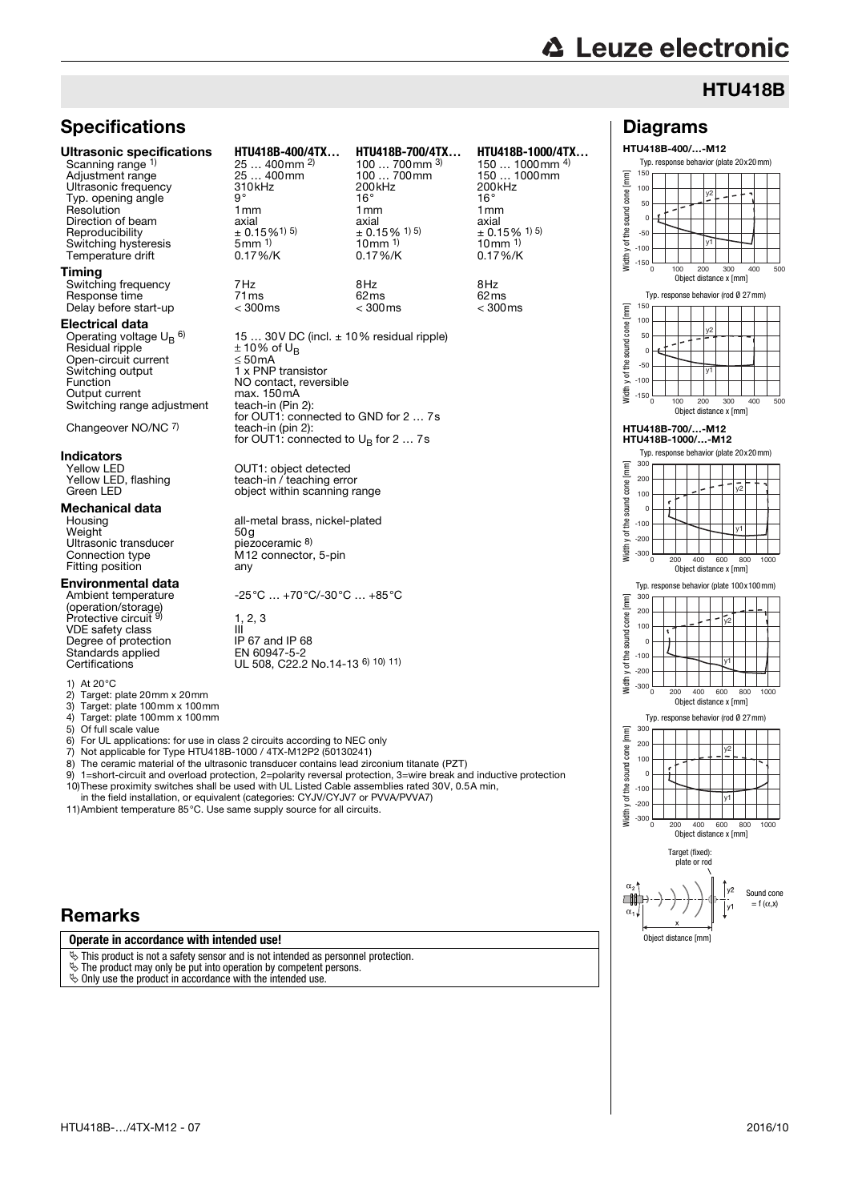# HTU418B

## Specifications

| **Ultrasonic specifications** | **HTU418B-400/4TX…** | **HTU418B-700/4TX…** | **HTU418B-1000/4TX…** |
|---|---|---|---|
| Scanning range [1] | 25 … 400mm [2] | 100 … 700mm [3] | 150 … 1000mm [4] |
| Adjustment range | 25 … 400mm | 100 … 700mm | 150 … 1000mm |
| Ultrasonic frequency | 310kHz | 200kHz | 200kHz |
| Typ. opening angle | 9° | 16° | 16° |
| Resolution | 1mm | 1mm | 1mm |
| Direction of beam | axial | axial | axial |
| Reproducibility | ± 0.15% [1) 5)] | ± 0.15% [1) 5)] | ± 0.15% [1) 5)] |
| Switching hysteresis | 5mm [1] | 10mm [1] | 10mm [1] |
| Temperature drift | 0.17%/K | 0.17%/K | 0.17%/K |
| **Timing** | | | |
| Switching frequency | 7Hz | 8Hz | 8Hz |
| Response time | 71ms | 62ms | 62ms |
| Delay before start-up | < 300ms | < 300ms | < 300ms |

**Electrical data**

| | |
|---|---|
| Operating voltage $U_B$ [6] | 15 … 30V DC (incl. ± 10% residual ripple) |
| Residual ripple | ± 10% of $U_B$ |
| Open-circuit current | ≤ 50mA |
| Switching output | 1 x PNP transistor |
| Function | NO contact, reversible |
| Output current | max. 150mA |
| Switching range adjustment | teach-in (Pin 2): for OUT1: connected to GND for 2 … 7s |
| Changeover NO/NC [7] | teach-in (pin 2): for OUT1: connected to $U_B$ for 2 … 7s |

**Indicators**

| | |
|---|---|
| Yellow LED | OUT1: object detected |
| Yellow LED, flashing | teach-in / teaching error |
| Green LED | object within scanning range |

**Mechanical data**

| | |
|---|---|
| Housing | all-metal brass, nickel-plated |
| Weight | 50g |
| Ultrasonic transducer | piezoceramic [8] |
| Connection type | M12 connector, 5-pin |
| Fitting position | any |

**Environmental data**

| | |
|---|---|
| Ambient temperature (operation/storage) | -25°C … +70°C/-30°C … +85°C |
| Protective circuit [9] | 1, 2, 3 |
| VDE safety class | III |
| Degree of protection | IP 67 and IP 68 |
| Standards applied | EN 60947-5-2 |
| Certifications | UL 508, C22.2 No.14-13 [6) 10) 11)] |

1) At 20°C
2) Target: plate 20mm x 20mm
3) Target: plate 100mm x 100mm
4) Target: plate 100mm x 100mm
5) Of full scale value
6) For UL applications: for use in class 2 circuits according to NEC only
7) Not applicable for Type HTU418B-1000 / 4TX-M12P2 (50130241)
8) The ceramic material of the ultrasonic transducer contains lead zirconium titanate (PZT)
9) 1=short-circuit and overload protection, 2=polarity reversal protection, 3=wire break and inductive protection
10) These proximity switches shall be used with UL Listed Cable assemblies rated 30V, 0.5A min, in the field installation, or equivalent (categories: CYJV/CYJV7 or PVVA/PVVA7)
11) Ambient temperature 85°C. Use same supply source for all circuits.

## Diagrams

**HTU418B-400/…-M12**

Typ. response behavior (plate 20x20mm)

Typ. response behavior (rod Ø 27mm)

**HTU418B-700/…-M12**
**HTU418B-1000/…-M12**

Typ. response behavior (plate 20x20mm)

Typ. response behavior (plate 100x100mm)

Typ. response behavior (rod Ø 27mm)

Target (fixed): plate or rod — Sound cone = f (α,x) — Object distance [mm]

## Remarks

**Operate in accordance with intended use!**

- This product is not a safety sensor and is not intended as personnel protection.
- The product may only be put into operation by competent persons.
- Only use the product in accordance with the intended use.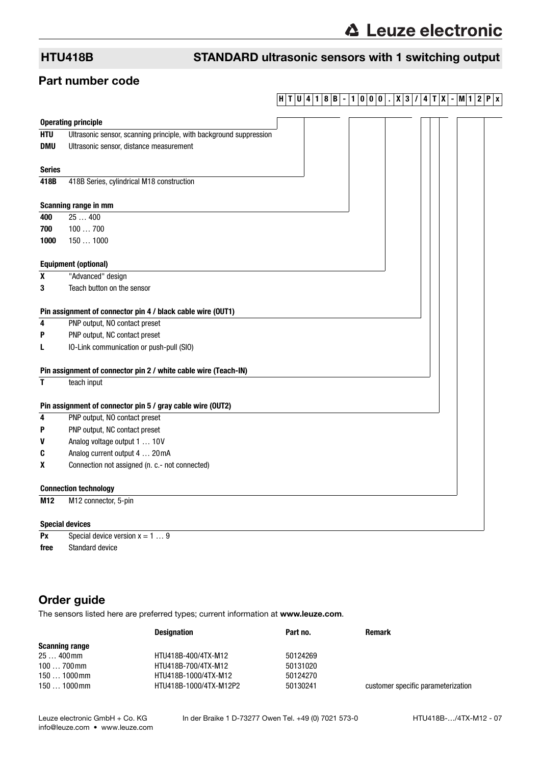## HTU418B — STANDARD ultrasonic sensors with 1 switching output

## Part number code

**H T U 4 1 8 B - 1 0 0 0 . X 3 / 4 T X - M 1 2 P x**

**Operating principle**

| | |
|---|---|
| **HTU** | Ultrasonic sensor, scanning principle, with background suppression |
| **DMU** | Ultrasonic sensor, distance measurement |

**Series**

| | |
|---|---|
| **418B** | 418B Series, cylindrical M18 construction |

**Scanning range in mm**

| | |
|---|---|
| **400** | 25 … 400 |
| **700** | 100 … 700 |
| **1000** | 150 … 1000 |

**Equipment (optional)**

| | |
|---|---|
| **X** | "Advanced" design |
| **3** | Teach button on the sensor |

**Pin assignment of connector pin 4 / black cable wire (OUT1)**

| | |
|---|---|
| **4** | PNP output, NO contact preset |
| **P** | PNP output, NC contact preset |
| **L** | IO-Link communication or push-pull (SIO) |

**Pin assignment of connector pin 2 / white cable wire (Teach-IN)**

| | |
|---|---|
| **T** | teach input |

**Pin assignment of connector pin 5 / gray cable wire (OUT2)**

| | |
|---|---|
| **4** | PNP output, NO contact preset |
| **P** | PNP output, NC contact preset |
| **V** | Analog voltage output 1 … 10V |
| **C** | Analog current output 4 … 20mA |
| **X** | Connection not assigned (n. c.- not connected) |

**Connection technology**

| | |
|---|---|
| **M12** | M12 connector, 5-pin |

**Special devices**

| | |
|---|---|
| **Px** | Special device version x = 1 … 9 |
| **free** | Standard device |

## Order guide

The sensors listed here are preferred types; current information at **www.leuze.com**.

| | Designation | Part no. | Remark |
|---|---|---|---|
| **Scanning range** | | | |
| 25 … 400mm | HTU418B-400/4TX-M12 | 50124269 | |
| 100 … 700mm | HTU418B-700/4TX-M12 | 50131020 | |
| 150 … 1000mm | HTU418B-1000/4TX-M12 | 50124270 | |
| 150 … 1000mm | HTU418B-1000/4TX-M12P2 | 50130241 | customer specific parameterization |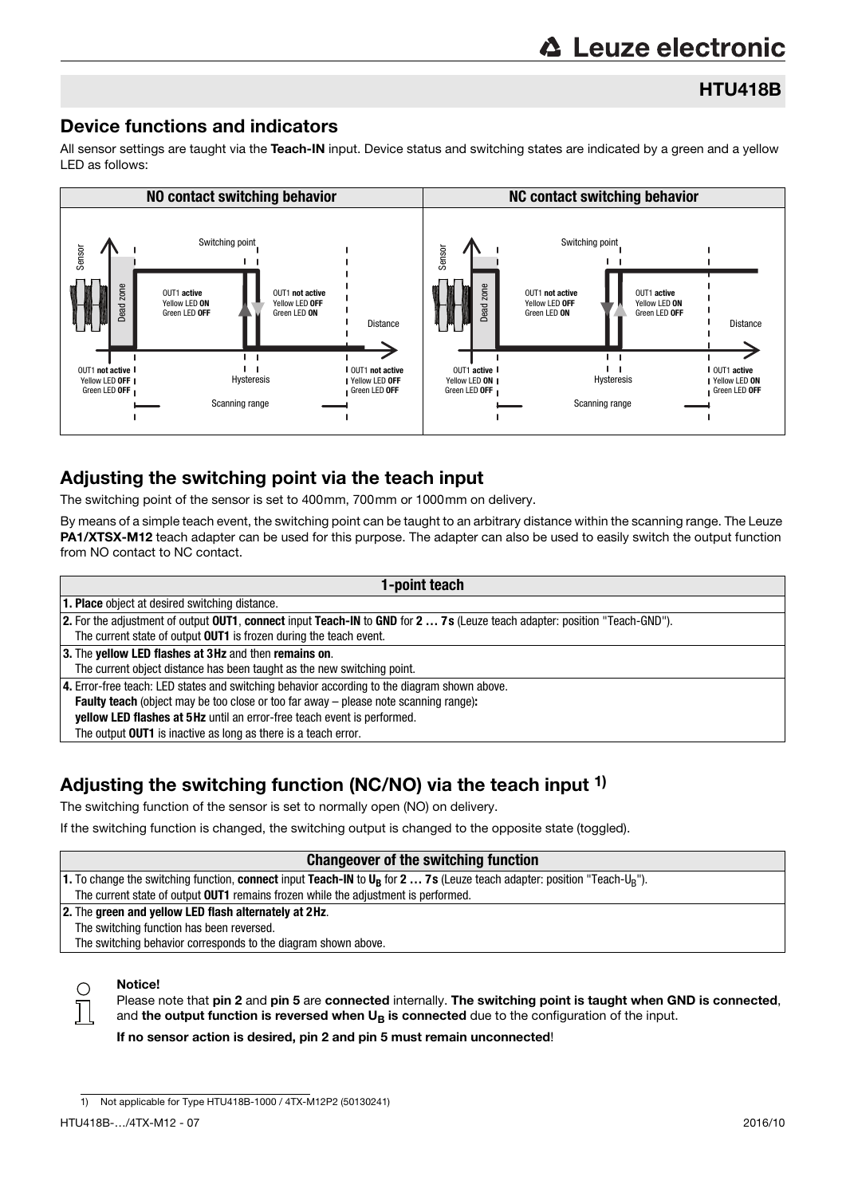## Device functions and indicators

All sensor settings are taught via the **Teach-IN** input. Device status and switching states are indicated by a green and a yellow LED as follows:

**NO contact switching behavior**

Sensor
Dead zone
Switching point
OUT1 **active**
Yellow LED **ON**
Green LED **OFF**
OUT1 **not active**
Yellow LED **OFF**
Green LED **ON**
Distance
OUT1 **not active**
Yellow LED **OFF**
Green LED **OFF**
Hysteresis
OUT1 **not active**
Yellow LED **OFF**
Green LED **OFF**
Scanning range

**NC contact switching behavior**

Sensor
Dead zone
Switching point
OUT1 **not active**
Yellow LED **OFF**
Green LED **ON**
OUT1 **active**
Yellow LED **ON**
Green LED **OFF**
Distance
OUT1 **active**
Yellow LED **ON**
Green LED **OFF**
Hysteresis
OUT1 **active**
Yellow LED **ON**
Green LED **OFF**
Scanning range

## Adjusting the switching point via the teach input

The switching point of the sensor is set to 400mm, 700mm or 1000mm on delivery.

By means of a simple teach event, the switching point can be taught to an arbitrary distance within the scanning range. The Leuze **PA1/XTSX-M12** teach adapter can be used for this purpose. The adapter can also be used to easily switch the output function from NO contact to NC contact.

| 1-point teach |
|---|
| **1. Place** object at desired switching distance. |
| **2.** For the adjustment of output **OUT1**, **connect** input **Teach-IN** to **GND** for **2 … 7s** (Leuze teach adapter: position "Teach-GND").<br>The current state of output **OUT1** is frozen during the teach event. |
| **3.** The **yellow LED flashes at 3Hz** and then **remains on**.<br>The current object distance has been taught as the new switching point. |
| **4.** Error-free teach: LED states and switching behavior according to the diagram shown above.<br>**Faulty teach** (object may be too close or too far away – please note scanning range)**:**<br>**yellow LED flashes at 5Hz** until an error-free teach event is performed.<br>The output **OUT1** is inactive as long as there is a teach error. |

## Adjusting the switching function (NC/NO) via the teach input [1)]

The switching function of the sensor is set to normally open (NO) on delivery.

If the switching function is changed, the switching output is changed to the opposite state (toggled).

| Changeover of the switching function |
|---|
| **1.** To change the switching function, **connect** input **Teach-IN** to $U_B$ for **2 … 7s** (Leuze teach adapter: position "Teach-$U_B$").<br>The current state of output **OUT1** remains frozen while the adjustment is performed. |
| **2.** The **green and yellow LED flash alternately at 2Hz**.<br>The switching function has been reversed.<br>The switching behavior corresponds to the diagram shown above. |

**Notice!**

Please note that **pin 2** and **pin 5** are **connected** internally. **The switching point is taught when GND is connected**, and **the output function is reversed when $U_B$ is connected** due to the configuration of the input.

**If no sensor action is desired, pin 2 and pin 5 must remain unconnected**!

1) Not applicable for Type HTU418B-1000 / 4TX-M12P2 (50130241)